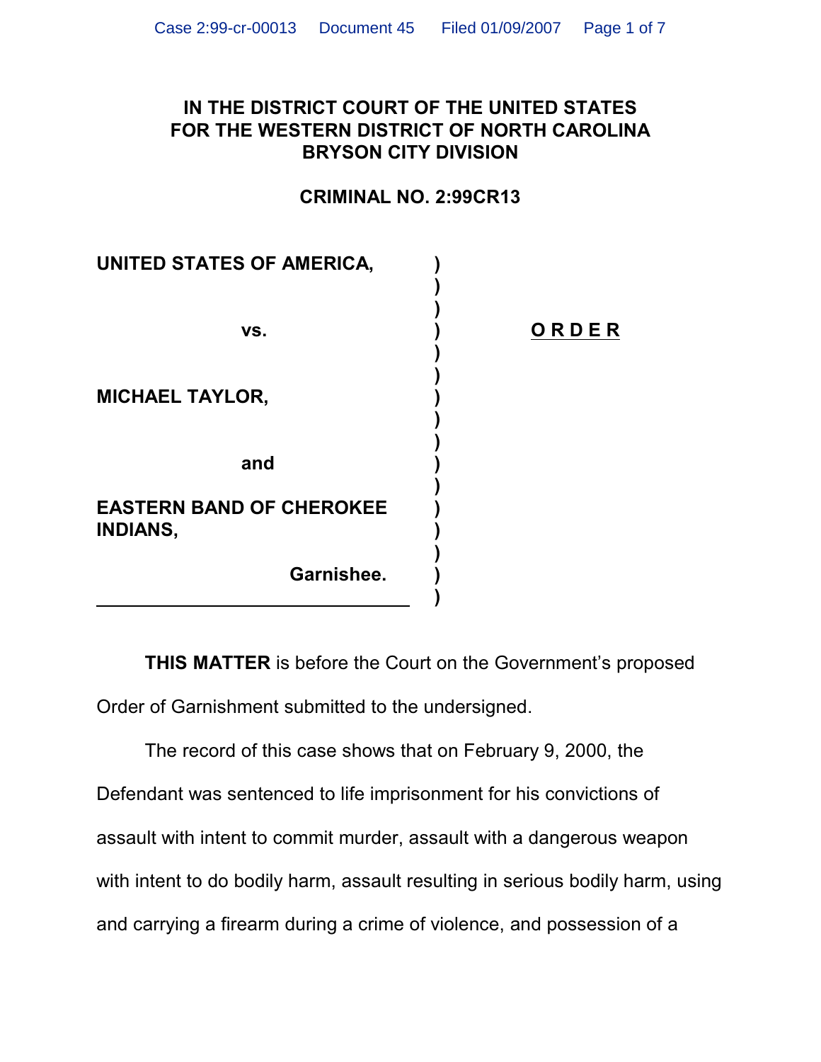**IN THE DISTRICT COURT OF THE UNITED STATES**
**FOR THE WESTERN DISTRICT OF NORTH CAROLINA**
**BRYSON CITY DIVISION**

**CRIMINAL NO. 2:99CR13**

**UNITED STATES OF AMERICA,**

**vs.**

**MICHAEL TAYLOR,**

**and**

**EASTERN BAND OF CHEROKEE INDIANS,**

**Garnishee.**

**O R D E R**

**THIS MATTER** is before the Court on the Government's proposed Order of Garnishment submitted to the undersigned.

The record of this case shows that on February 9, 2000, the Defendant was sentenced to life imprisonment for his convictions of assault with intent to commit murder, assault with a dangerous weapon with intent to do bodily harm, assault resulting in serious bodily harm, using and carrying a firearm during a crime of violence, and possession of a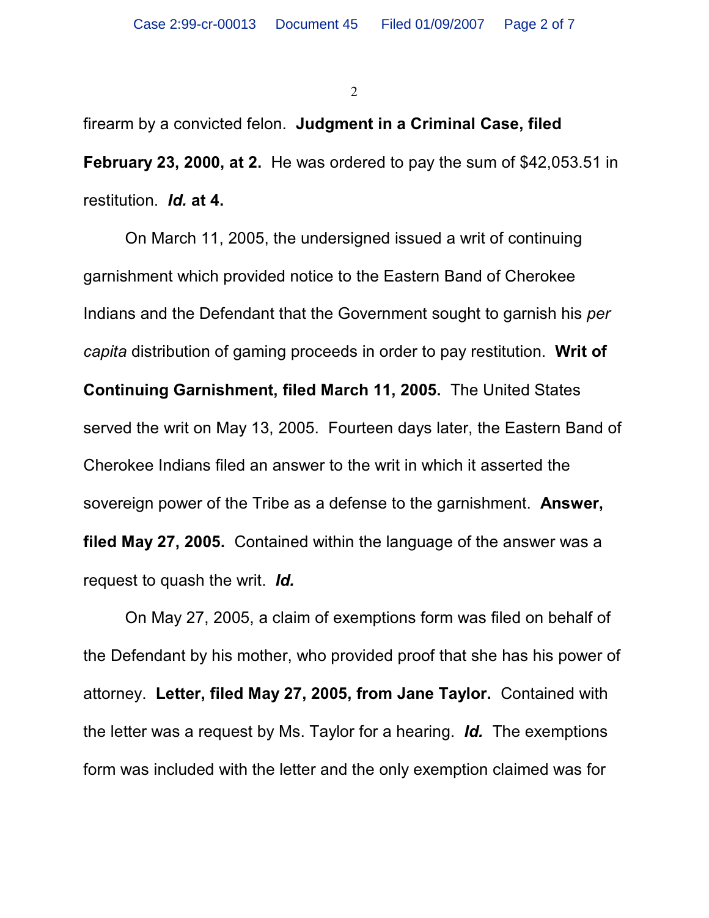firearm by a convicted felon. **Judgment in a Criminal Case, filed February 23, 2000, at 2.** He was ordered to pay the sum of $42,053.51 in restitution. ***Id.* at 4.**

On March 11, 2005, the undersigned issued a writ of continuing garnishment which provided notice to the Eastern Band of Cherokee Indians and the Defendant that the Government sought to garnish his *per capita* distribution of gaming proceeds in order to pay restitution. **Writ of Continuing Garnishment, filed March 11, 2005.** The United States served the writ on May 13, 2005. Fourteen days later, the Eastern Band of Cherokee Indians filed an answer to the writ in which it asserted the sovereign power of the Tribe as a defense to the garnishment. **Answer, filed May 27, 2005.** Contained within the language of the answer was a request to quash the writ. ***Id.***

On May 27, 2005, a claim of exemptions form was filed on behalf of the Defendant by his mother, who provided proof that she has his power of attorney. **Letter, filed May 27, 2005, from Jane Taylor.** Contained with the letter was a request by Ms. Taylor for a hearing. ***Id.*** The exemptions form was included with the letter and the only exemption claimed was for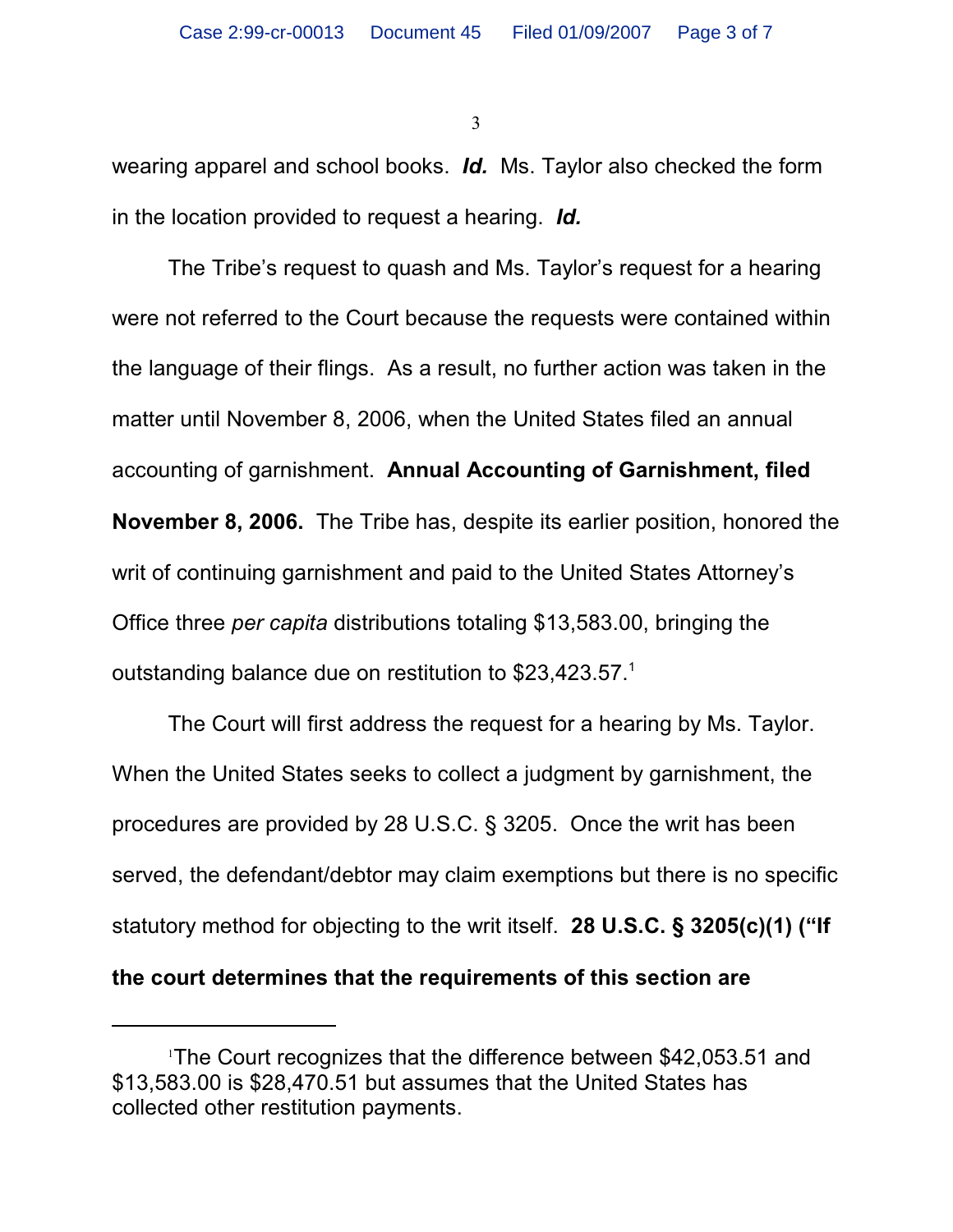wearing apparel and school books. ***Id.*** Ms. Taylor also checked the form in the location provided to request a hearing. ***Id.***

The Tribe's request to quash and Ms. Taylor's request for a hearing were not referred to the Court because the requests were contained within the language of their flings. As a result, no further action was taken in the matter until November 8, 2006, when the United States filed an annual accounting of garnishment. **Annual Accounting of Garnishment, filed November 8, 2006.** The Tribe has, despite its earlier position, honored the writ of continuing garnishment and paid to the United States Attorney's Office three *per capita* distributions totaling $13,583.00, bringing the outstanding balance due on restitution to $23,423.57.[1]

The Court will first address the request for a hearing by Ms. Taylor. When the United States seeks to collect a judgment by garnishment, the procedures are provided by 28 U.S.C. § 3205. Once the writ has been served, the defendant/debtor may claim exemptions but there is no specific statutory method for objecting to the writ itself. **28 U.S.C. § 3205(c)(1) ("If the court determines that the requirements of this section are**

---

[1]The Court recognizes that the difference between $42,053.51 and $13,583.00 is $28,470.51 but assumes that the United States has collected other restitution payments.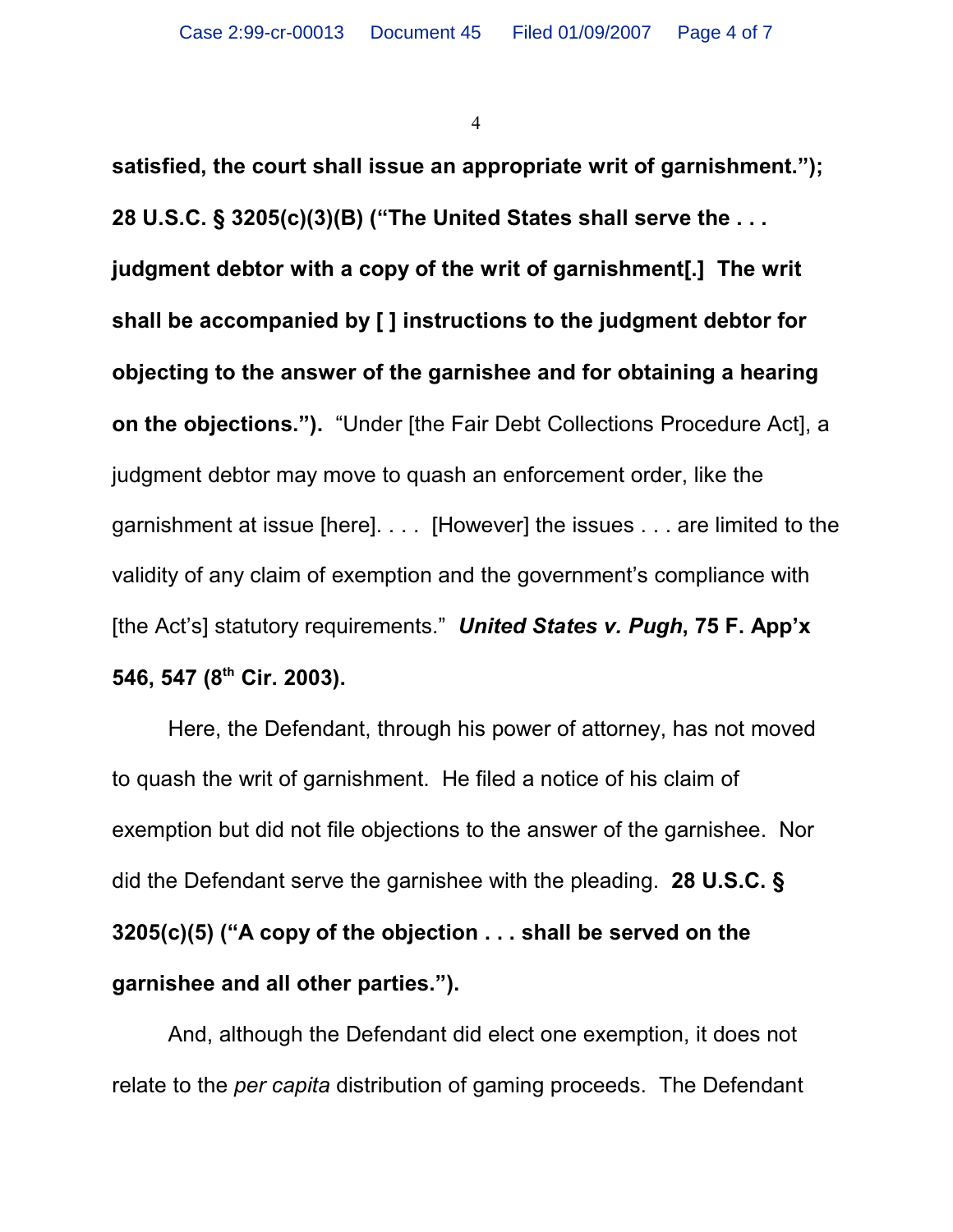**satisfied, the court shall issue an appropriate writ of garnishment."); 28 U.S.C. § 3205(c)(3)(B) ("The United States shall serve the . . . judgment debtor with a copy of the writ of garnishment[.] The writ shall be accompanied by [ ] instructions to the judgment debtor for objecting to the answer of the garnishee and for obtaining a hearing on the objections.").** "Under [the Fair Debt Collections Procedure Act], a judgment debtor may move to quash an enforcement order, like the garnishment at issue [here]. . . . [However] the issues . . . are limited to the validity of any claim of exemption and the government's compliance with [the Act's] statutory requirements." ***United States v. Pugh*, 75 F. App'x 546, 547 (8th Cir. 2003).**

Here, the Defendant, through his power of attorney, has not moved to quash the writ of garnishment. He filed a notice of his claim of exemption but did not file objections to the answer of the garnishee. Nor did the Defendant serve the garnishee with the pleading. **28 U.S.C. § 3205(c)(5) ("A copy of the objection . . . shall be served on the garnishee and all other parties.").**

And, although the Defendant did elect one exemption, it does not relate to the *per capita* distribution of gaming proceeds. The Defendant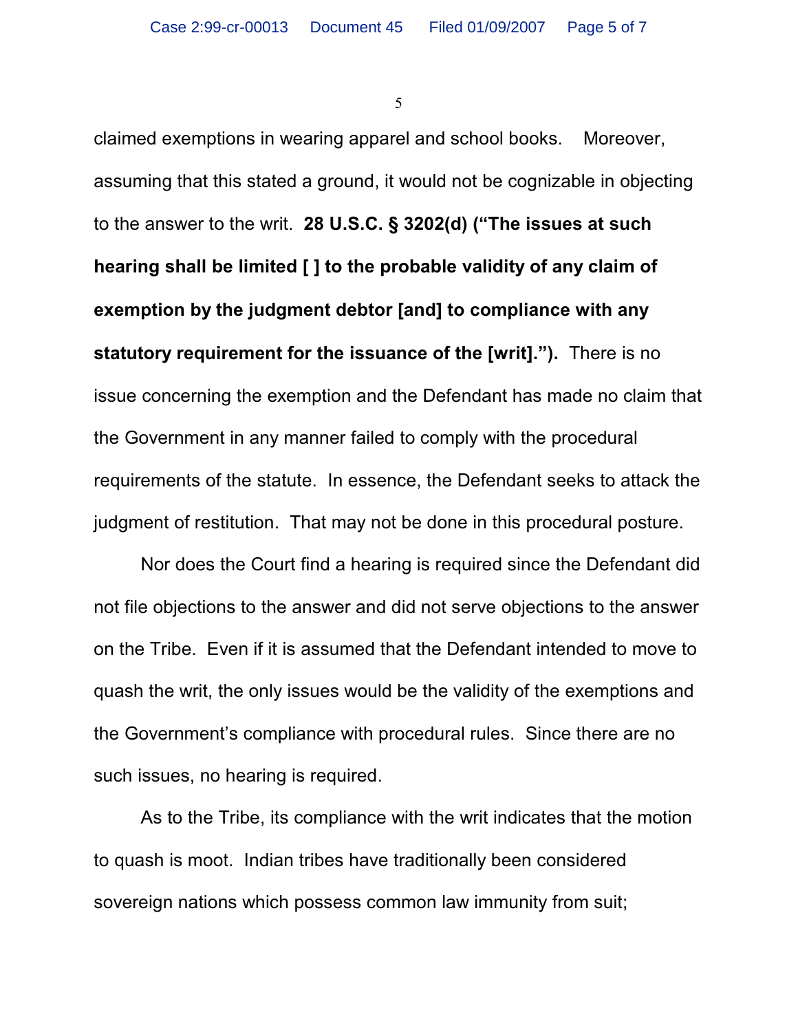claimed exemptions in wearing apparel and school books. Moreover, assuming that this stated a ground, it would not be cognizable in objecting to the answer to the writ. **28 U.S.C. § 3202(d) ("The issues at such hearing shall be limited [ ] to the probable validity of any claim of exemption by the judgment debtor [and] to compliance with any statutory requirement for the issuance of the [writ].").** There is no issue concerning the exemption and the Defendant has made no claim that the Government in any manner failed to comply with the procedural requirements of the statute. In essence, the Defendant seeks to attack the judgment of restitution. That may not be done in this procedural posture.

Nor does the Court find a hearing is required since the Defendant did not file objections to the answer and did not serve objections to the answer on the Tribe. Even if it is assumed that the Defendant intended to move to quash the writ, the only issues would be the validity of the exemptions and the Government's compliance with procedural rules. Since there are no such issues, no hearing is required.

As to the Tribe, its compliance with the writ indicates that the motion to quash is moot. Indian tribes have traditionally been considered sovereign nations which possess common law immunity from suit;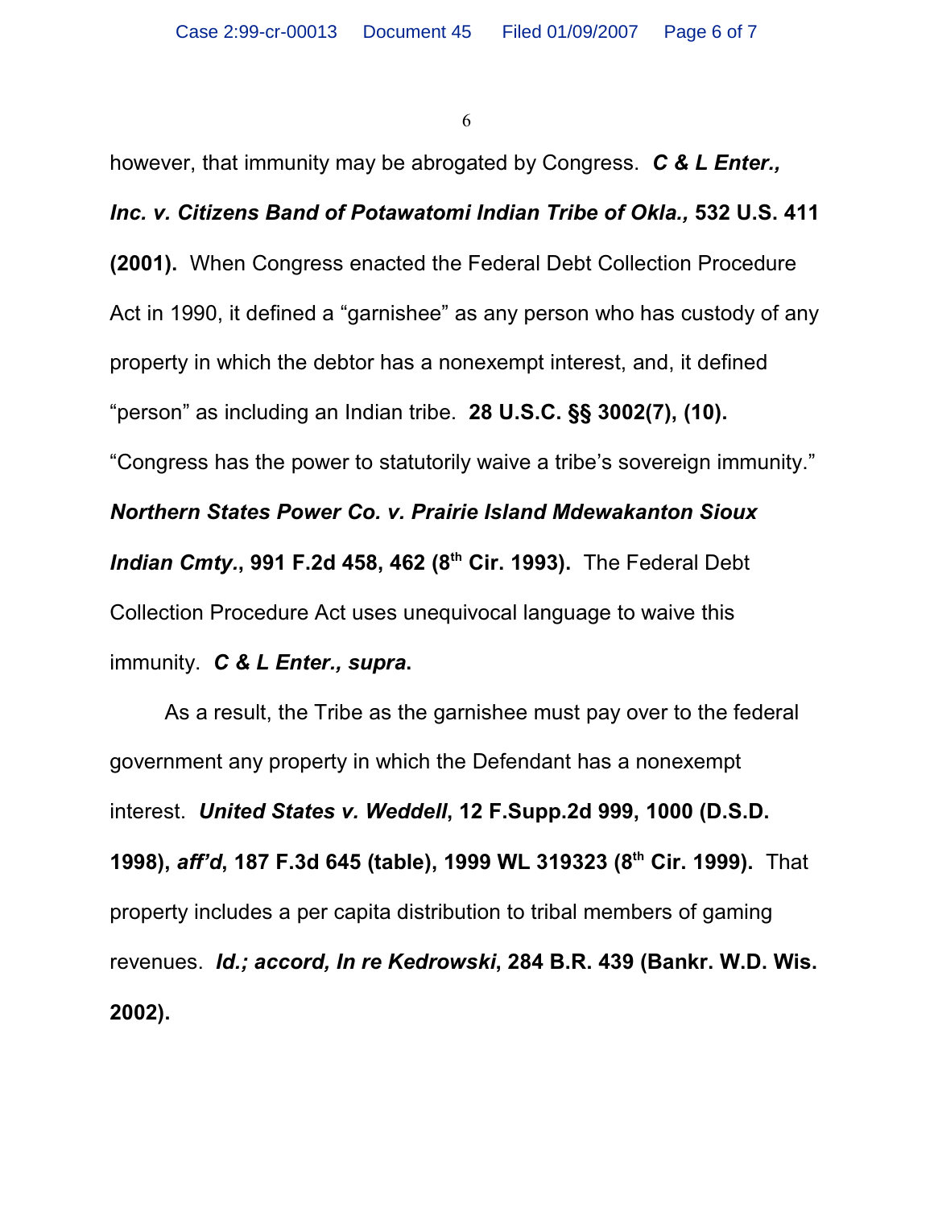however, that immunity may be abrogated by Congress. ***C & L Enter., Inc. v. Citizens Band of Potawatomi Indian Tribe of Okla.,* 532 U.S. 411 (2001).** When Congress enacted the Federal Debt Collection Procedure Act in 1990, it defined a "garnishee" as any person who has custody of any property in which the debtor has a nonexempt interest, and, it defined "person" as including an Indian tribe. **28 U.S.C. §§ 3002(7), (10).** "Congress has the power to statutorily waive a tribe's sovereign immunity." ***Northern States Power Co. v. Prairie Island Mdewakanton Sioux Indian Cmty.*, 991 F.2d 458, 462 (8th Cir. 1993).** The Federal Debt Collection Procedure Act uses unequivocal language to waive this immunity. ***C & L Enter., supra*.**

As a result, the Tribe as the garnishee must pay over to the federal government any property in which the Defendant has a nonexempt interest. ***United States v. Weddell*, 12 F.Supp.2d 999, 1000 (D.S.D. 1998), *aff'd*, 187 F.3d 645 (table), 1999 WL 319323 (8th Cir. 1999).** That property includes a per capita distribution to tribal members of gaming revenues. ***Id.; accord, In re Kedrowski*, 284 B.R. 439 (Bankr. W.D. Wis. 2002).**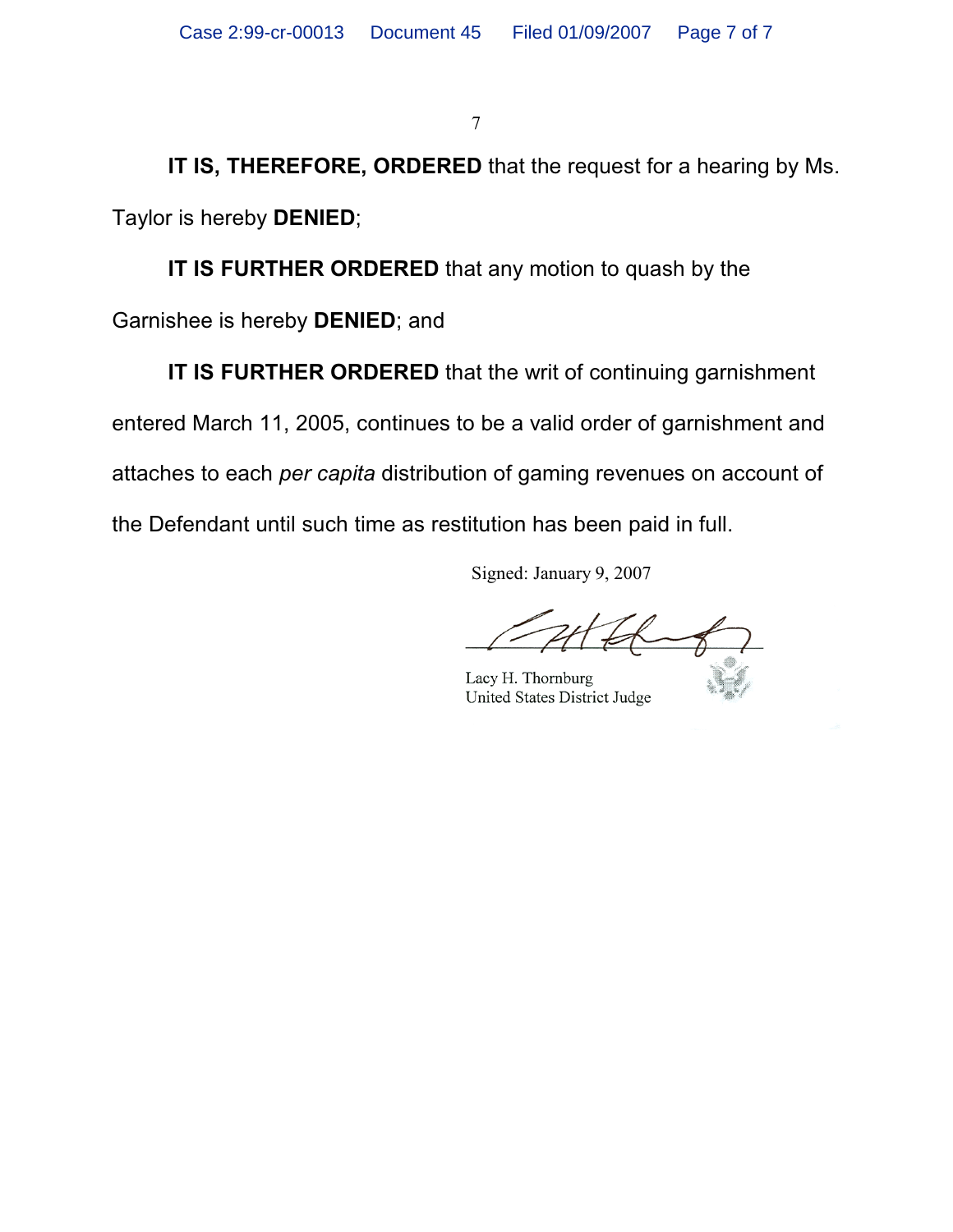**IT IS, THEREFORE, ORDERED** that the request for a hearing by Ms. Taylor is hereby **DENIED**;

**IT IS FURTHER ORDERED** that any motion to quash by the Garnishee is hereby **DENIED**; and

**IT IS FURTHER ORDERED** that the writ of continuing garnishment entered March 11, 2005, continues to be a valid order of garnishment and attaches to each *per capita* distribution of gaming revenues on account of the Defendant until such time as restitution has been paid in full.

Signed: January 9, 2007

Lacy H. Thornburg
United States District Judge